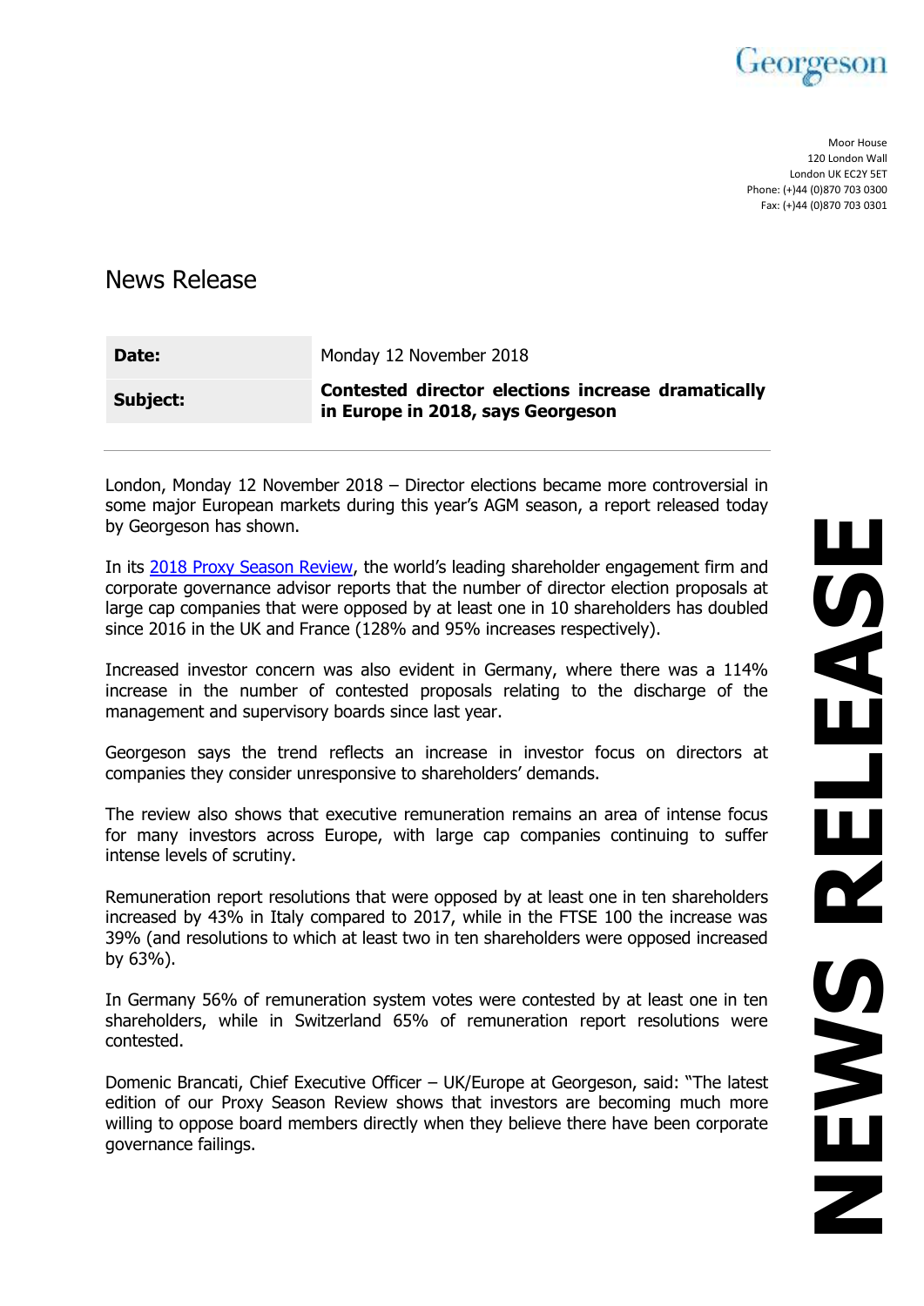Georgeson

Moor House
120 London Wall
London UK EC2Y 5ET
Phone: (+)44 (0)870 703 0300
Fax: (+)44 (0)870 703 0301

# News Release

| **Date:** | Monday 12 November 2018 |
| --- | --- |
| **Subject:** | **Contested director elections increase dramatically in Europe in 2018, says Georgeson** |

London, Monday 12 November 2018 – Director elections became more controversial in some major European markets during this year's AGM season, a report released today by Georgeson has shown.

In its 2018 Proxy Season Review, the world's leading shareholder engagement firm and corporate governance advisor reports that the number of director election proposals at large cap companies that were opposed by at least one in 10 shareholders has doubled since 2016 in the UK and France (128% and 95% increases respectively).

Increased investor concern was also evident in Germany, where there was a 114% increase in the number of contested proposals relating to the discharge of the management and supervisory boards since last year.

Georgeson says the trend reflects an increase in investor focus on directors at companies they consider unresponsive to shareholders' demands.

The review also shows that executive remuneration remains an area of intense focus for many investors across Europe, with large cap companies continuing to suffer intense levels of scrutiny.

Remuneration report resolutions that were opposed by at least one in ten shareholders increased by 43% in Italy compared to 2017, while in the FTSE 100 the increase was 39% (and resolutions to which at least two in ten shareholders were opposed increased by 63%).

In Germany 56% of remuneration system votes were contested by at least one in ten shareholders, while in Switzerland 65% of remuneration report resolutions were contested.

Domenic Brancati, Chief Executive Officer – UK/Europe at Georgeson, said: "The latest edition of our Proxy Season Review shows that investors are becoming much more willing to oppose board members directly when they believe there have been corporate governance failings.

NEWS RELEASE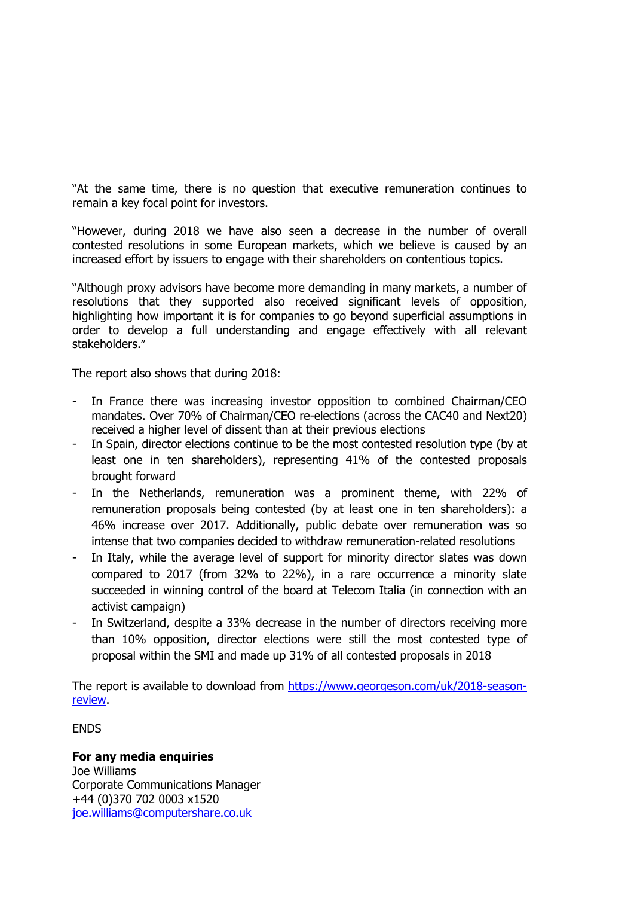"At the same time, there is no question that executive remuneration continues to remain a key focal point for investors.

"However, during 2018 we have also seen a decrease in the number of overall contested resolutions in some European markets, which we believe is caused by an increased effort by issuers to engage with their shareholders on contentious topics.

"Although proxy advisors have become more demanding in many markets, a number of resolutions that they supported also received significant levels of opposition, highlighting how important it is for companies to go beyond superficial assumptions in order to develop a full understanding and engage effectively with all relevant stakeholders."

The report also shows that during 2018:

- In France there was increasing investor opposition to combined Chairman/CEO mandates. Over 70% of Chairman/CEO re-elections (across the CAC40 and Next20) received a higher level of dissent than at their previous elections
- In Spain, director elections continue to be the most contested resolution type (by at least one in ten shareholders), representing 41% of the contested proposals brought forward
- In the Netherlands, remuneration was a prominent theme, with 22% of remuneration proposals being contested (by at least one in ten shareholders): a 46% increase over 2017. Additionally, public debate over remuneration was so intense that two companies decided to withdraw remuneration-related resolutions
- In Italy, while the average level of support for minority director slates was down compared to 2017 (from 32% to 22%), in a rare occurrence a minority slate succeeded in winning control of the board at Telecom Italia (in connection with an activist campaign)
- In Switzerland, despite a 33% decrease in the number of directors receiving more than 10% opposition, director elections were still the most contested type of proposal within the SMI and made up 31% of all contested proposals in 2018

The report is available to download from https://www.georgeson.com/uk/2018-season-review.

ENDS

**For any media enquiries**
Joe Williams
Corporate Communications Manager
+44 (0)370 702 0003 x1520
joe.williams@computershare.co.uk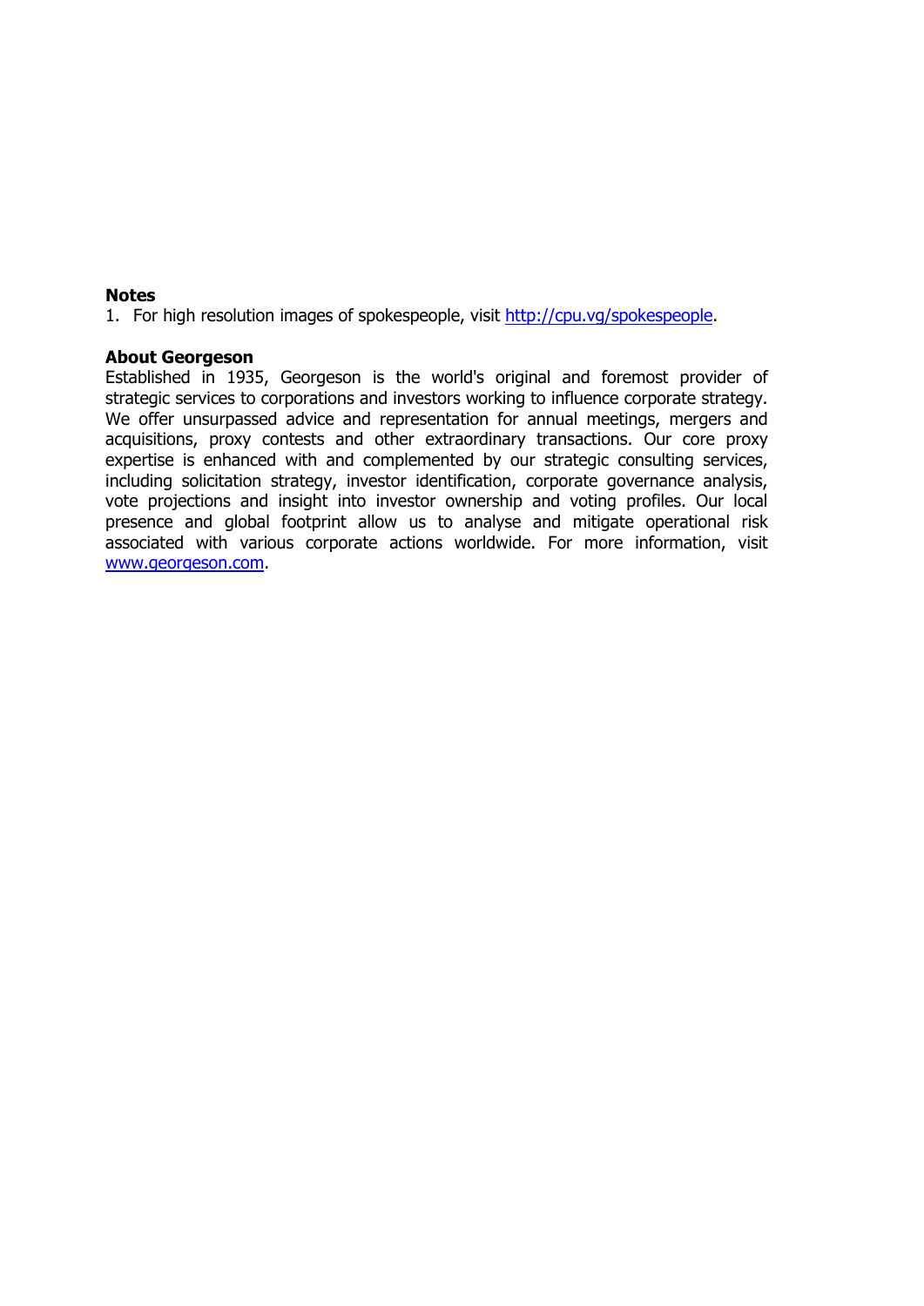**Notes**

1. For high resolution images of spokespeople, visit http://cpu.vg/spokespeople.

**About Georgeson**

Established in 1935, Georgeson is the world's original and foremost provider of strategic services to corporations and investors working to influence corporate strategy. We offer unsurpassed advice and representation for annual meetings, mergers and acquisitions, proxy contests and other extraordinary transactions. Our core proxy expertise is enhanced with and complemented by our strategic consulting services, including solicitation strategy, investor identification, corporate governance analysis, vote projections and insight into investor ownership and voting profiles. Our local presence and global footprint allow us to analyse and mitigate operational risk associated with various corporate actions worldwide. For more information, visit www.georgeson.com.